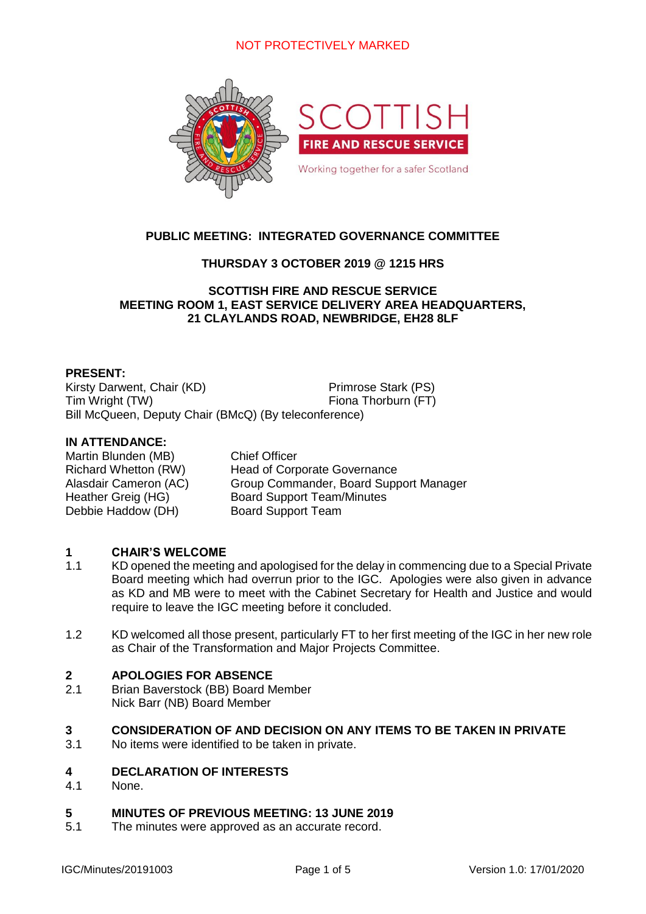NOT PROTECTIVELY MARKED

SCOTTISH FIRE AND RESCUE SERVICE

Working together for a safer Scotland

# PUBLIC MEETING: INTEGRATED GOVERNANCE COMMITTEE

**THURSDAY 3 OCTOBER 2019 @ 1215 HRS**

**SCOTTISH FIRE AND RESCUE SERVICE**
**MEETING ROOM 1, EAST SERVICE DELIVERY AREA HEADQUARTERS,**
**21 CLAYLANDS ROAD, NEWBRIDGE, EH28 8LF**

**PRESENT:**

Kirsty Darwent, Chair (KD)
Primrose Stark (PS)
Tim Wright (TW)
Fiona Thorburn (FT)
Bill McQueen, Deputy Chair (BMcQ) (By teleconference)

**IN ATTENDANCE:**

| | |
|---|---|
| Martin Blunden (MB) | Chief Officer |
| Richard Whetton (RW) | Head of Corporate Governance |
| Alasdair Cameron (AC) | Group Commander, Board Support Manager |
| Heather Greig (HG) | Board Support Team/Minutes |
| Debbie Haddow (DH) | Board Support Team |

## 1 CHAIR'S WELCOME

1.1 KD opened the meeting and apologised for the delay in commencing due to a Special Private Board meeting which had overrun prior to the IGC. Apologies were also given in advance as KD and MB were to meet with the Cabinet Secretary for Health and Justice and would require to leave the IGC meeting before it concluded.

1.2 KD welcomed all those present, particularly FT to her first meeting of the IGC in her new role as Chair of the Transformation and Major Projects Committee.

## 2 APOLOGIES FOR ABSENCE

2.1 Brian Baverstock (BB) Board Member
Nick Barr (NB) Board Member

## 3 CONSIDERATION OF AND DECISION ON ANY ITEMS TO BE TAKEN IN PRIVATE

3.1 No items were identified to be taken in private.

## 4 DECLARATION OF INTERESTS

4.1 None.

## 5 MINUTES OF PREVIOUS MEETING: 13 JUNE 2019

5.1 The minutes were approved as an accurate record.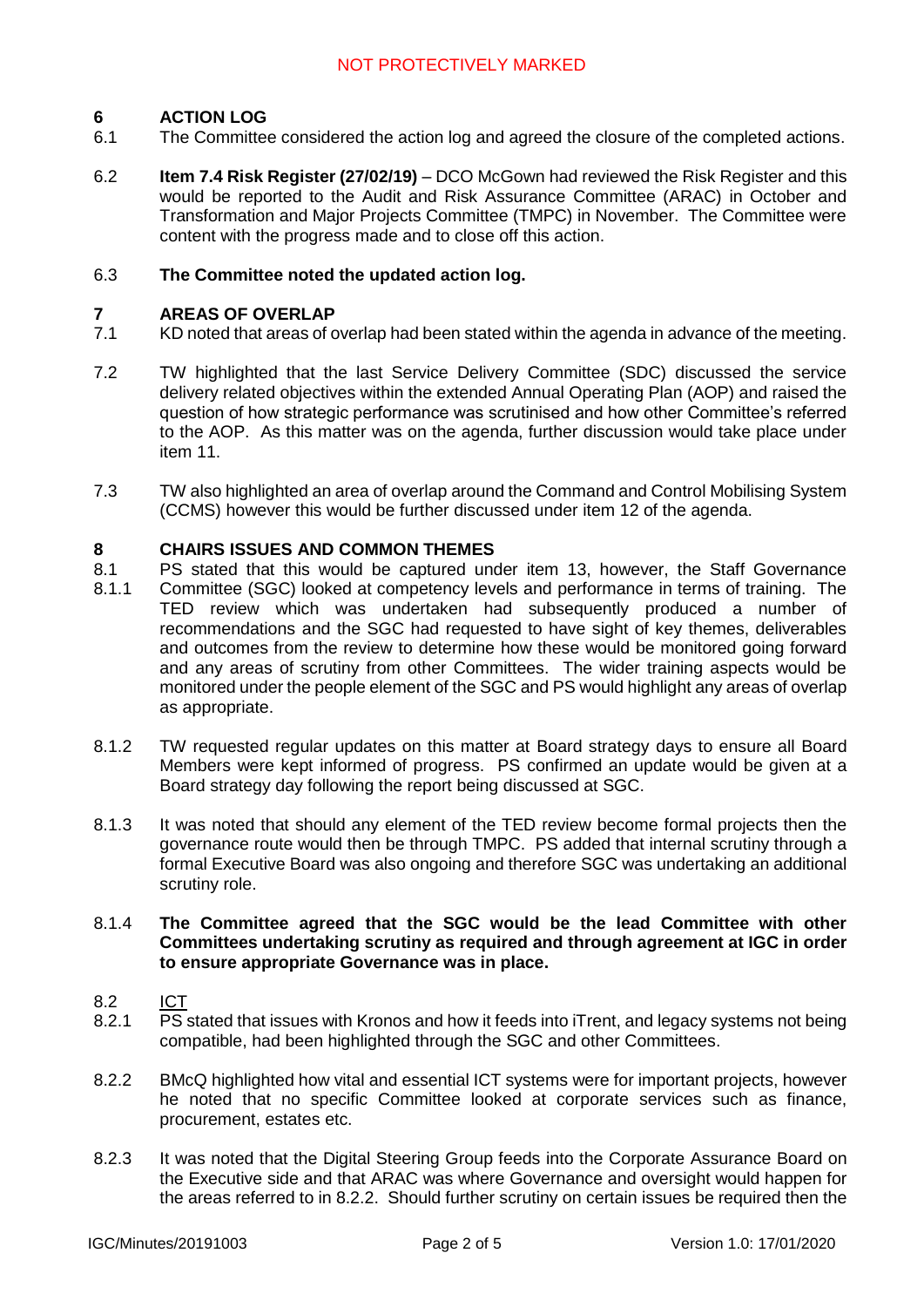## 6 ACTION LOG

6.1 The Committee considered the action log and agreed the closure of the completed actions.

6.2 **Item 7.4 Risk Register (27/02/19)** – DCO McGown had reviewed the Risk Register and this would be reported to the Audit and Risk Assurance Committee (ARAC) in October and Transformation and Major Projects Committee (TMPC) in November. The Committee were content with the progress made and to close off this action.

6.3 **The Committee noted the updated action log.**

## 7 AREAS OF OVERLAP

7.1 KD noted that areas of overlap had been stated within the agenda in advance of the meeting.

7.2 TW highlighted that the last Service Delivery Committee (SDC) discussed the service delivery related objectives within the extended Annual Operating Plan (AOP) and raised the question of how strategic performance was scrutinised and how other Committee's referred to the AOP. As this matter was on the agenda, further discussion would take place under item 11.

7.3 TW also highlighted an area of overlap around the Command and Control Mobilising System (CCMS) however this would be further discussed under item 12 of the agenda.

## 8 CHAIRS ISSUES AND COMMON THEMES

8.1 PS stated that this would be captured under item 13, however, the Staff Governance

8.1.1 Committee (SGC) looked at competency levels and performance in terms of training. The TED review which was undertaken had subsequently produced a number of recommendations and the SGC had requested to have sight of key themes, deliverables and outcomes from the review to determine how these would be monitored going forward and any areas of scrutiny from other Committees. The wider training aspects would be monitored under the people element of the SGC and PS would highlight any areas of overlap as appropriate.

8.1.2 TW requested regular updates on this matter at Board strategy days to ensure all Board Members were kept informed of progress. PS confirmed an update would be given at a Board strategy day following the report being discussed at SGC.

8.1.3 It was noted that should any element of the TED review become formal projects then the governance route would then be through TMPC. PS added that internal scrutiny through a formal Executive Board was also ongoing and therefore SGC was undertaking an additional scrutiny role.

8.1.4 **The Committee agreed that the SGC would be the lead Committee with other Committees undertaking scrutiny as required and through agreement at IGC in order to ensure appropriate Governance was in place.**

8.2 <u>ICT</u>

8.2.1 PS stated that issues with Kronos and how it feeds into iTrent, and legacy systems not being compatible, had been highlighted through the SGC and other Committees.

8.2.2 BMcQ highlighted how vital and essential ICT systems were for important projects, however he noted that no specific Committee looked at corporate services such as finance, procurement, estates etc.

8.2.3 It was noted that the Digital Steering Group feeds into the Corporate Assurance Board on the Executive side and that ARAC was where Governance and oversight would happen for the areas referred to in 8.2.2. Should further scrutiny on certain issues be required then the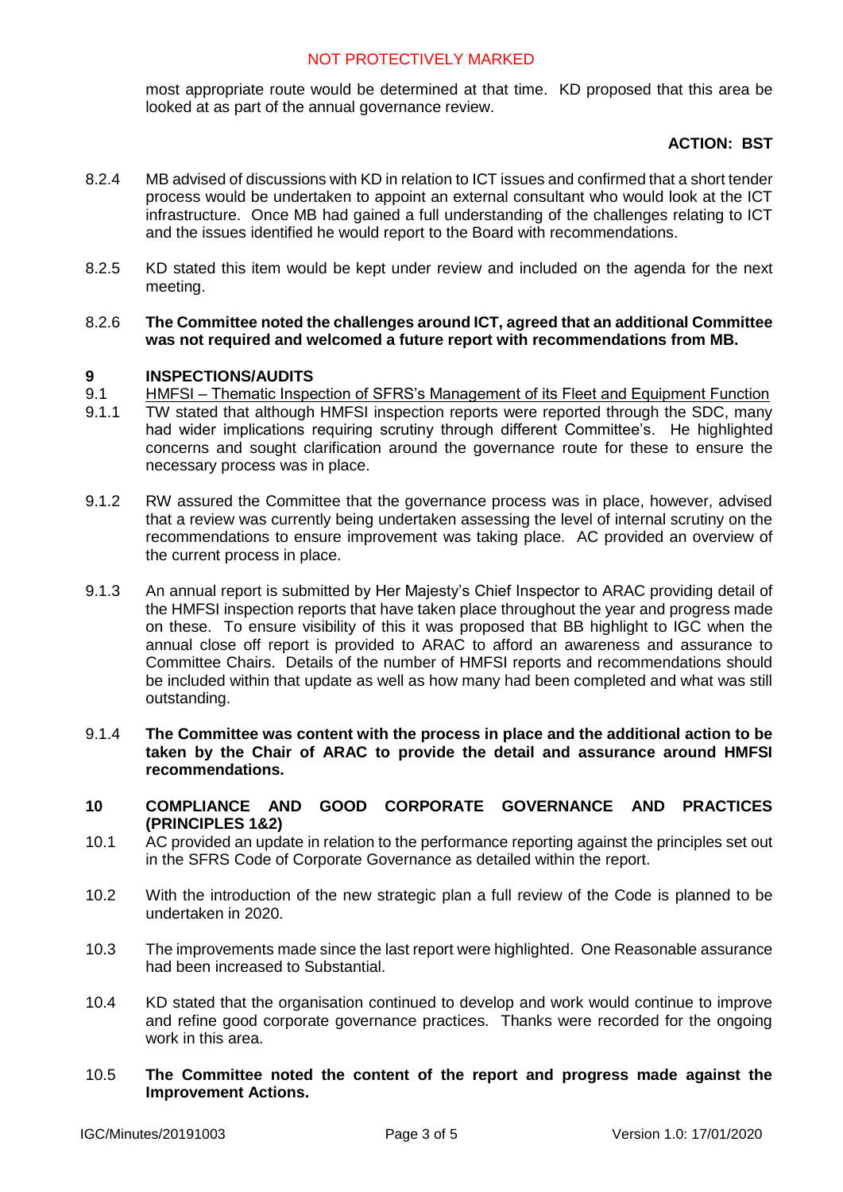most appropriate route would be determined at that time. KD proposed that this area be looked at as part of the annual governance review.

**ACTION: BST**

8.2.4 MB advised of discussions with KD in relation to ICT issues and confirmed that a short tender process would be undertaken to appoint an external consultant who would look at the ICT infrastructure. Once MB had gained a full understanding of the challenges relating to ICT and the issues identified he would report to the Board with recommendations.

8.2.5 KD stated this item would be kept under review and included on the agenda for the next meeting.

8.2.6 **The Committee noted the challenges around ICT, agreed that an additional Committee was not required and welcomed a future report with recommendations from MB.**

## 9 INSPECTIONS/AUDITS

9.1 <u>HMFSI – Thematic Inspection of SFRS's Management of its Fleet and Equipment Function</u>

9.1.1 TW stated that although HMFSI inspection reports were reported through the SDC, many had wider implications requiring scrutiny through different Committee's. He highlighted concerns and sought clarification around the governance route for these to ensure the necessary process was in place.

9.1.2 RW assured the Committee that the governance process was in place, however, advised that a review was currently being undertaken assessing the level of internal scrutiny on the recommendations to ensure improvement was taking place. AC provided an overview of the current process in place.

9.1.3 An annual report is submitted by Her Majesty's Chief Inspector to ARAC providing detail of the HMFSI inspection reports that have taken place throughout the year and progress made on these. To ensure visibility of this it was proposed that BB highlight to IGC when the annual close off report is provided to ARAC to afford an awareness and assurance to Committee Chairs. Details of the number of HMFSI reports and recommendations should be included within that update as well as how many had been completed and what was still outstanding.

9.1.4 **The Committee was content with the process in place and the additional action to be taken by the Chair of ARAC to provide the detail and assurance around HMFSI recommendations.**

## 10 COMPLIANCE AND GOOD CORPORATE GOVERNANCE AND PRACTICES (PRINCIPLES 1&2)

10.1 AC provided an update in relation to the performance reporting against the principles set out in the SFRS Code of Corporate Governance as detailed within the report.

10.2 With the introduction of the new strategic plan a full review of the Code is planned to be undertaken in 2020.

10.3 The improvements made since the last report were highlighted. One Reasonable assurance had been increased to Substantial.

10.4 KD stated that the organisation continued to develop and work would continue to improve and refine good corporate governance practices. Thanks were recorded for the ongoing work in this area.

10.5 **The Committee noted the content of the report and progress made against the Improvement Actions.**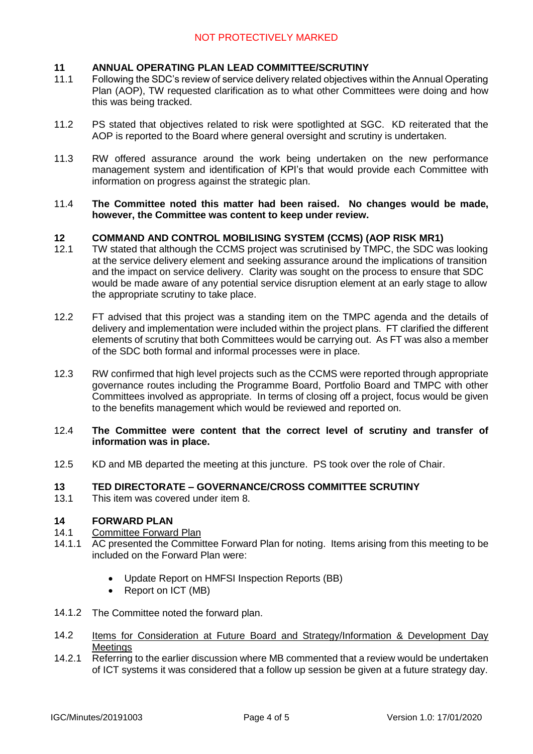## 11 ANNUAL OPERATING PLAN LEAD COMMITTEE/SCRUTINY

11.1 Following the SDC's review of service delivery related objectives within the Annual Operating Plan (AOP), TW requested clarification as to what other Committees were doing and how this was being tracked.

11.2 PS stated that objectives related to risk were spotlighted at SGC. KD reiterated that the AOP is reported to the Board where general oversight and scrutiny is undertaken.

11.3 RW offered assurance around the work being undertaken on the new performance management system and identification of KPI's that would provide each Committee with information on progress against the strategic plan.

11.4 **The Committee noted this matter had been raised. No changes would be made, however, the Committee was content to keep under review.**

## 12 COMMAND AND CONTROL MOBILISING SYSTEM (CCMS) (AOP RISK MR1)

12.1 TW stated that although the CCMS project was scrutinised by TMPC, the SDC was looking at the service delivery element and seeking assurance around the implications of transition and the impact on service delivery. Clarity was sought on the process to ensure that SDC would be made aware of any potential service disruption element at an early stage to allow the appropriate scrutiny to take place.

12.2 FT advised that this project was a standing item on the TMPC agenda and the details of delivery and implementation were included within the project plans. FT clarified the different elements of scrutiny that both Committees would be carrying out. As FT was also a member of the SDC both formal and informal processes were in place.

12.3 RW confirmed that high level projects such as the CCMS were reported through appropriate governance routes including the Programme Board, Portfolio Board and TMPC with other Committees involved as appropriate. In terms of closing off a project, focus would be given to the benefits management which would be reviewed and reported on.

12.4 **The Committee were content that the correct level of scrutiny and transfer of information was in place.**

12.5 KD and MB departed the meeting at this juncture. PS took over the role of Chair.

## 13 TED DIRECTORATE – GOVERNANCE/CROSS COMMITTEE SCRUTINY

13.1 This item was covered under item 8.

## 14 FORWARD PLAN

14.1 Committee Forward Plan

14.1.1 AC presented the Committee Forward Plan for noting. Items arising from this meeting to be included on the Forward Plan were:

- Update Report on HMFSI Inspection Reports (BB)
- Report on ICT (MB)

14.1.2 The Committee noted the forward plan.

14.2 Items for Consideration at Future Board and Strategy/Information & Development Day Meetings

14.2.1 Referring to the earlier discussion where MB commented that a review would be undertaken of ICT systems it was considered that a follow up session be given at a future strategy day.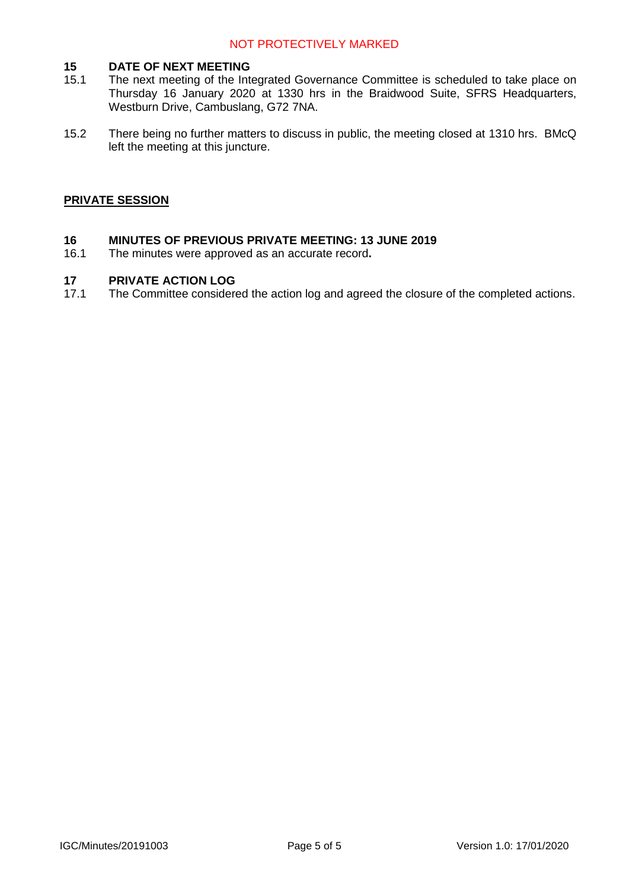**15 DATE OF NEXT MEETING**

15.1 The next meeting of the Integrated Governance Committee is scheduled to take place on Thursday 16 January 2020 at 1330 hrs in the Braidwood Suite, SFRS Headquarters, Westburn Drive, Cambuslang, G72 7NA.

15.2 There being no further matters to discuss in public, the meeting closed at 1310 hrs. BMcQ left the meeting at this juncture.

**PRIVATE SESSION**

**16 MINUTES OF PREVIOUS PRIVATE MEETING: 13 JUNE 2019**

16.1 The minutes were approved as an accurate record**.**

**17 PRIVATE ACTION LOG**

17.1 The Committee considered the action log and agreed the closure of the completed actions.